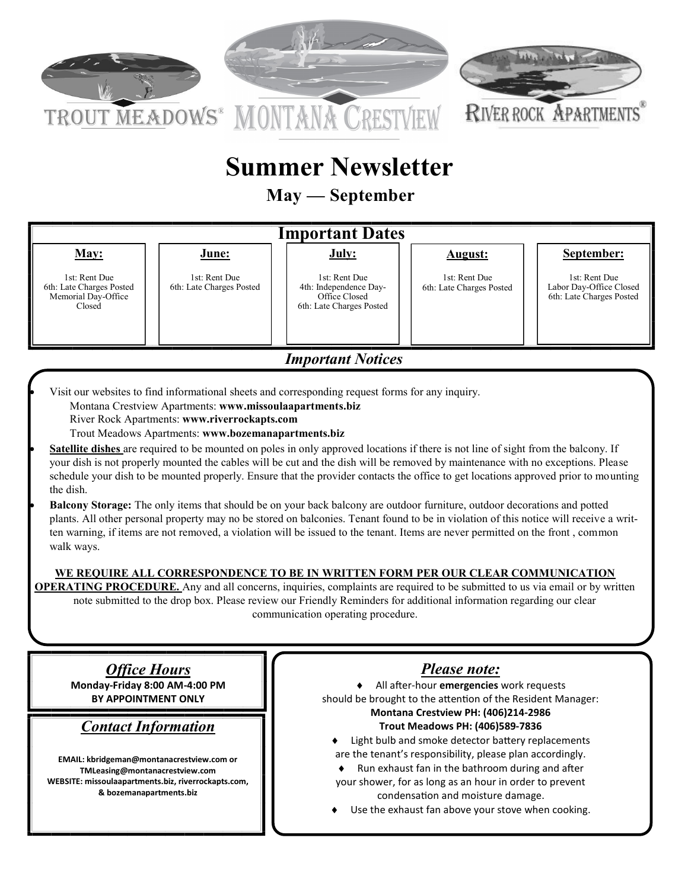TROUT MEADOWS® MONTANA CRESTVIEW RIVER ROCK APARTMENTS®

# Summer Newsletter

## May — September

## Important Dates

| May: | June: | July: | August: | September: |
| --- | --- | --- | --- | --- |
| 1st: Rent Due<br>6th: Late Charges Posted<br>Memorial Day-Office Closed | 1st: Rent Due<br>6th: Late Charges Posted | 1st: Rent Due<br>4th: Independence Day-Office Closed<br>6th: Late Charges Posted | 1st: Rent Due<br>6th: Late Charges Posted | 1st: Rent Due<br>Labor Day-Office Closed<br>6th: Late Charges Posted |

## *Important Notices*

- Visit our websites to find informational sheets and corresponding request forms for any inquiry.
  - Montana Crestview Apartments: **www.missoulaapartments.biz**
  - River Rock Apartments: **www.riverrockapts.com**
  - Trout Meadows Apartments: **www.bozemanapartments.biz**
- **Satellite dishes** are required to be mounted on poles in only approved locations if there is not line of sight from the balcony. If your dish is not properly mounted the cables will be cut and the dish will be removed by maintenance with no exceptions. Please schedule your dish to be mounted properly. Ensure that the provider contacts the office to get locations approved prior to mounting the dish.
- **Balcony Storage:** The only items that should be on your back balcony are outdoor furniture, outdoor decorations and potted plants. All other personal property may no be stored on balconies. Tenant found to be in violation of this notice will receive a written warning, if items are not removed, a violation will be issued to the tenant. Items are never permitted on the front , common walk ways.

**WE REQUIRE ALL CORRESPONDENCE TO BE IN WRITTEN FORM PER OUR CLEAR COMMUNICATION OPERATING PROCEDURE.** Any and all concerns, inquiries, complaints are required to be submitted to us via email or by written note submitted to the drop box. Please review our Friendly Reminders for additional information regarding our clear communication operating procedure.

## *Office Hours*

**Monday-Friday 8:00 AM-4:00 PM**
**BY APPOINTMENT ONLY**

## *Contact Information*

**EMAIL: kbridgeman@montanacrestview.com or TMLeasing@montanacrestview.com**
**WEBSITE: missoulaapartments.biz, riverrockapts.com, & bozemanapartments.biz**

## *Please note:*

- All after-hour **emergencies** work requests should be brought to the attention of the Resident Manager:
  **Montana Crestview PH: (406)214-2986**
  **Trout Meadows PH: (406)589-7836**
- Light bulb and smoke detector battery replacements are the tenant's responsibility, please plan accordingly.
- Run exhaust fan in the bathroom during and after your shower, for as long as an hour in order to prevent condensation and moisture damage.
- Use the exhaust fan above your stove when cooking.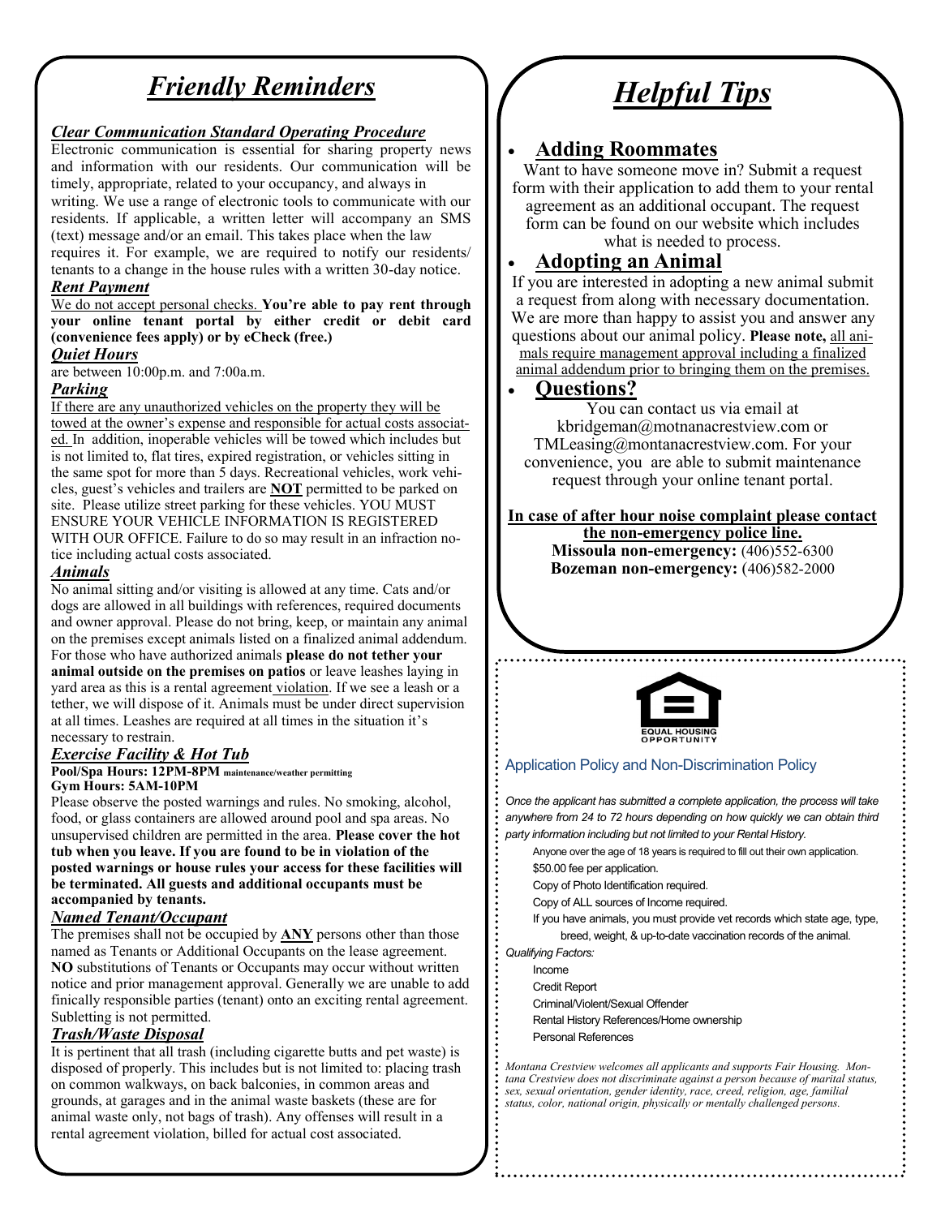# *Friendly Reminders*

### *Clear Communication Standard Operating Procedure*

Electronic communication is essential for sharing property news and information with our residents. Our communication will be timely, appropriate, related to your occupancy, and always in writing. We use a range of electronic tools to communicate with our residents. If applicable, a written letter will accompany an SMS (text) message and/or an email. This takes place when the law requires it. For example, we are required to notify our residents/ tenants to a change in the house rules with a written 30-day notice.

### *Rent Payment*

We do not accept personal checks. **You're able to pay rent through your online tenant portal by either credit or debit card (convenience fees apply) or by eCheck (free.)**

### *Quiet Hours*

are between 10:00p.m. and 7:00a.m.

### *Parking*

If there are any unauthorized vehicles on the property they will be towed at the owner's expense and responsible for actual costs associated. In addition, inoperable vehicles will be towed which includes but is not limited to, flat tires, expired registration, or vehicles sitting in the same spot for more than 5 days. Recreational vehicles, work vehicles, guest's vehicles and trailers are **NOT** permitted to be parked on site. Please utilize street parking for these vehicles. YOU MUST ENSURE YOUR VEHICLE INFORMATION IS REGISTERED WITH OUR OFFICE. Failure to do so may result in an infraction notice including actual costs associated.

### *Animals*

No animal sitting and/or visiting is allowed at any time. Cats and/or dogs are allowed in all buildings with references, required documents and owner approval. Please do not bring, keep, or maintain any animal on the premises except animals listed on a finalized animal addendum. For those who have authorized animals **please do not tether your animal outside on the premises on patios** or leave leashes laying in yard area as this is a rental agreement violation. If we see a leash or a tether, we will dispose of it. Animals must be under direct supervision at all times. Leashes are required at all times in the situation it's necessary to restrain.

### *Exercise Facility & Hot Tub*

**Pool/Spa Hours: 12PM-8PM** maintenance/weather permitting
**Gym Hours: 5AM-10PM**

Please observe the posted warnings and rules. No smoking, alcohol, food, or glass containers are allowed around pool and spa areas. No unsupervised children are permitted in the area. **Please cover the hot tub when you leave. If you are found to be in violation of the posted warnings or house rules your access for these facilities will be terminated. All guests and additional occupants must be accompanied by tenants.**

### *Named Tenant/Occupant*

The premises shall not be occupied by **ANY** persons other than those named as Tenants or Additional Occupants on the lease agreement. **NO** substitutions of Tenants or Occupants may occur without written notice and prior management approval. Generally we are unable to add finically responsible parties (tenant) onto an exciting rental agreement. Subletting is not permitted.

### *Trash/Waste Disposal*

It is pertinent that all trash (including cigarette butts and pet waste) is disposed of properly. This includes but is not limited to: placing trash on common walkways, on back balconies, in common areas and grounds, at garages and in the animal waste baskets (these are for animal waste only, not bags of trash). Any offenses will result in a rental agreement violation, billed for actual cost associated.

# *Helpful Tips*

- ## Adding Roommates

Want to have someone move in? Submit a request form with their application to add them to your rental agreement as an additional occupant. The request form can be found on our website which includes what is needed to process.

- ## Adopting an Animal

If you are interested in adopting a new animal submit a request from along with necessary documentation. We are more than happy to assist you and answer any questions about our animal policy. **Please note,** all animals require management approval including a finalized animal addendum prior to bringing them on the premises.

- ## Questions?

You can contact us via email at kbridgeman@motnanacrestview.com or TMLeasing@montanacrestview.com. For your convenience, you are able to submit maintenance request through your online tenant portal.

**In case of after hour noise complaint please contact the non-emergency police line.**
**Missoula non-emergency:** (406)552-6300
**Bozeman non-emergency:** (406)582-2000

EQUAL HOUSING OPPORTUNITY

## Application Policy and Non-Discrimination Policy

*Once the applicant has submitted a complete application, the process will take anywhere from 24 to 72 hours depending on how quickly we can obtain third party information including but not limited to your Rental History.*

Anyone over the age of 18 years is required to fill out their own application.
$50.00 fee per application.
Copy of Photo Identification required.
Copy of ALL sources of Income required.
If you have animals, you must provide vet records which state age, type, breed, weight, & up-to-date vaccination records of the animal.

*Qualifying Factors:*

Income
Credit Report
Criminal/Violent/Sexual Offender
Rental History References/Home ownership
Personal References

*Montana Crestview welcomes all applicants and supports Fair Housing. Montana Crestview does not discriminate against a person because of marital status, sex, sexual orientation, gender identity, race, creed, religion, age, familial status, color, national origin, physically or mentally challenged persons.*